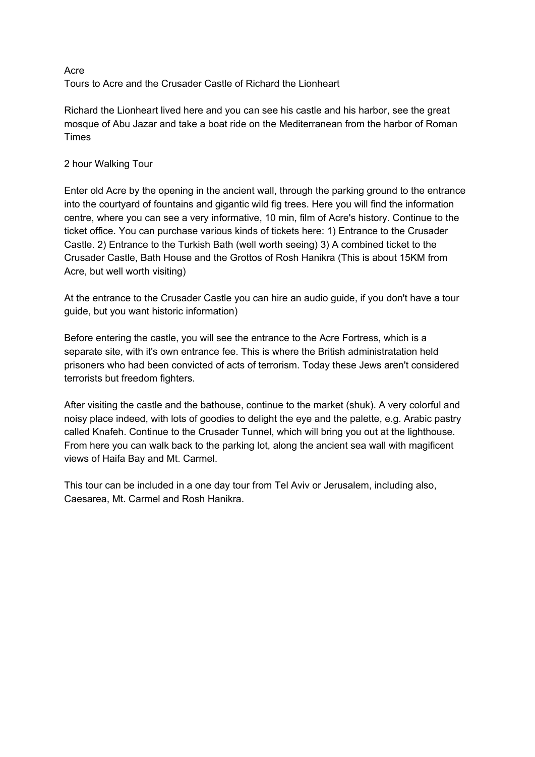# Acre

## Tours to Acre and the Crusader Castle of Richard the Lionheart

Richard the Lionheart lived here and you can see his castle and his harbor, see the great mosque of Abu Jazar and take a boat ride on the Mediterranean from the harbor of Roman Times

### 2 hour Walking Tour

Enter old Acre by the opening in the ancient wall, through the parking ground to the entrance into the courtyard of fountains and gigantic wild fig trees. Here you will find the information centre, where you can see a very informative, 10 min, film of Acre's history. Continue to the ticket office. You can purchase various kinds of tickets here: 1) Entrance to the Crusader Castle. 2) Entrance to the Turkish Bath (well worth seeing) 3) A combined ticket to the Crusader Castle, Bath House and the Grottos of Rosh Hanikra (This is about 15KM from Acre, but well worth visiting)

At the entrance to the Crusader Castle you can hire an audio guide, if you don't have a tour guide, but you want historic information)

Before entering the castle, you will see the entrance to the Acre Fortress, which is a separate site, with it's own entrance fee. This is where the British administratation held prisoners who had been convicted of acts of terrorism. Today these Jews aren't considered terrorists but freedom fighters.

After visiting the castle and the bathouse, continue to the market (shuk). A very colorful and noisy place indeed, with lots of goodies to delight the eye and the palette, e.g. Arabic pastry called Knafeh. Continue to the Crusader Tunnel, which will bring you out at the lighthouse. From here you can walk back to the parking lot, along the ancient sea wall with magificent views of Haifa Bay and Mt. Carmel.

This tour can be included in a one day tour from Tel Aviv or Jerusalem, including also, Caesarea, Mt. Carmel and Rosh Hanikra.